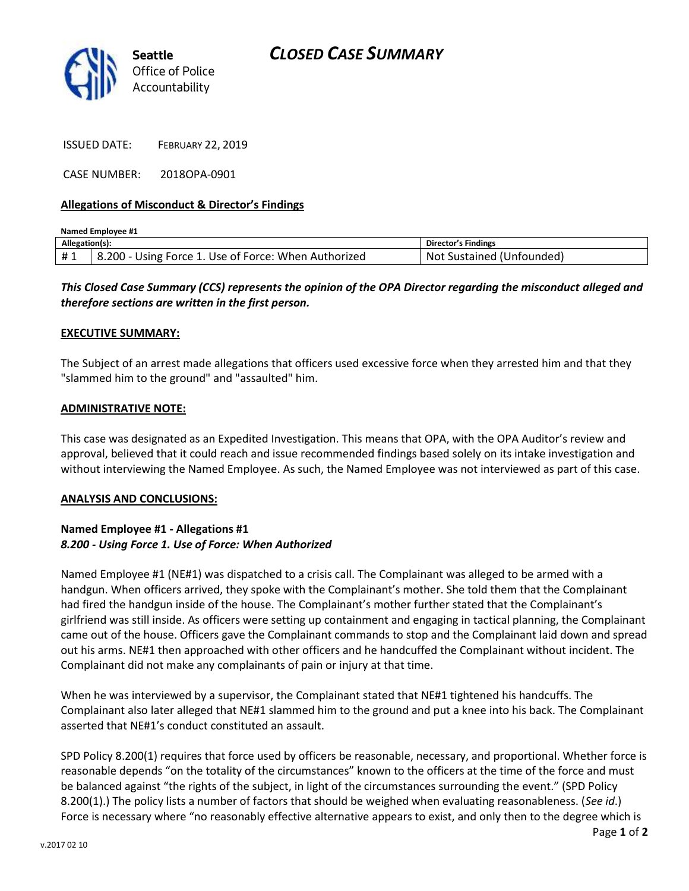Seattle Office of Police Accountability

# CLOSED CASE SUMMARY

ISSUED DATE: FEBRUARY 22, 2019

CASE NUMBER: 2018OPA-0901

### Allegations of Misconduct & Director's Findings

**Named Employee #1**

| Allegation(s): | | Director's Findings |
|---|---|---|
| # 1 | 8.200 - Using Force 1. Use of Force: When Authorized | Not Sustained (Unfounded) |

***This Closed Case Summary (CCS) represents the opinion of the OPA Director regarding the misconduct alleged and therefore sections are written in the first person.***

**EXECUTIVE SUMMARY:**

The Subject of an arrest made allegations that officers used excessive force when they arrested him and that they "slammed him to the ground" and "assaulted" him.

**ADMINISTRATIVE NOTE:**

This case was designated as an Expedited Investigation. This means that OPA, with the OPA Auditor's review and approval, believed that it could reach and issue recommended findings based solely on its intake investigation and without interviewing the Named Employee. As such, the Named Employee was not interviewed as part of this case.

**ANALYSIS AND CONCLUSIONS:**

**Named Employee #1 - Allegations #1**
***8.200 - Using Force 1. Use of Force: When Authorized***

Named Employee #1 (NE#1) was dispatched to a crisis call. The Complainant was alleged to be armed with a handgun. When officers arrived, they spoke with the Complainant's mother. She told them that the Complainant had fired the handgun inside of the house. The Complainant's mother further stated that the Complainant's girlfriend was still inside. As officers were setting up containment and engaging in tactical planning, the Complainant came out of the house. Officers gave the Complainant commands to stop and the Complainant laid down and spread out his arms. NE#1 then approached with other officers and he handcuffed the Complainant without incident. The Complainant did not make any complainants of pain or injury at that time.

When he was interviewed by a supervisor, the Complainant stated that NE#1 tightened his handcuffs. The Complainant also later alleged that NE#1 slammed him to the ground and put a knee into his back. The Complainant asserted that NE#1's conduct constituted an assault.

SPD Policy 8.200(1) requires that force used by officers be reasonable, necessary, and proportional. Whether force is reasonable depends "on the totality of the circumstances" known to the officers at the time of the force and must be balanced against "the rights of the subject, in light of the circumstances surrounding the event." (SPD Policy 8.200(1).) The policy lists a number of factors that should be weighed when evaluating reasonableness. (*See id*.) Force is necessary where "no reasonably effective alternative appears to exist, and only then to the degree which is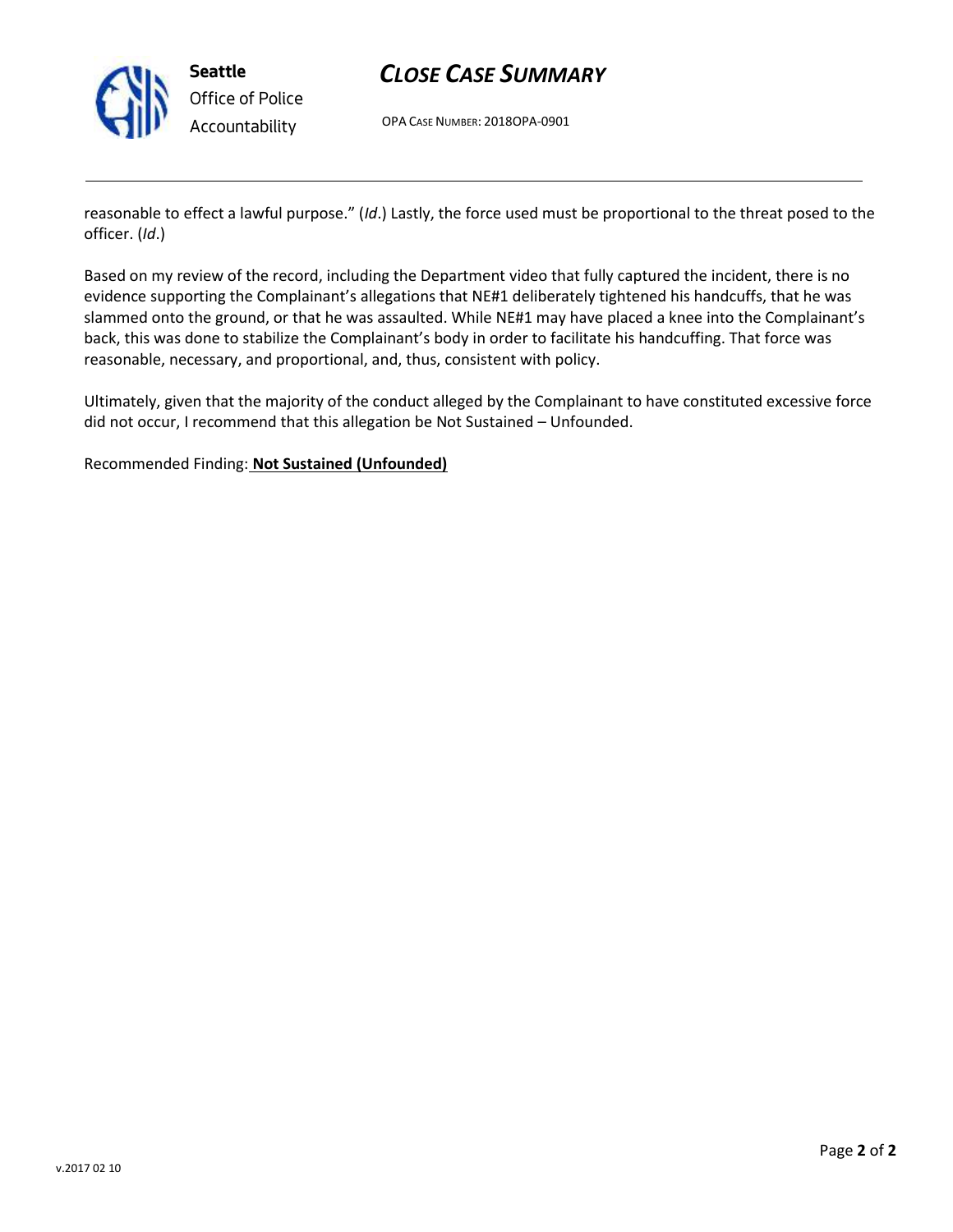reasonable to effect a lawful purpose." (*Id*.) Lastly, the force used must be proportional to the threat posed to the officer. (*Id*.)

Based on my review of the record, including the Department video that fully captured the incident, there is no evidence supporting the Complainant's allegations that NE#1 deliberately tightened his handcuffs, that he was slammed onto the ground, or that he was assaulted. While NE#1 may have placed a knee into the Complainant's back, this was done to stabilize the Complainant's body in order to facilitate his handcuffing. That force was reasonable, necessary, and proportional, and, thus, consistent with policy.

Ultimately, given that the majority of the conduct alleged by the Complainant to have constituted excessive force did not occur, I recommend that this allegation be Not Sustained – Unfounded.

Recommended Finding: **Not Sustained (Unfounded)**